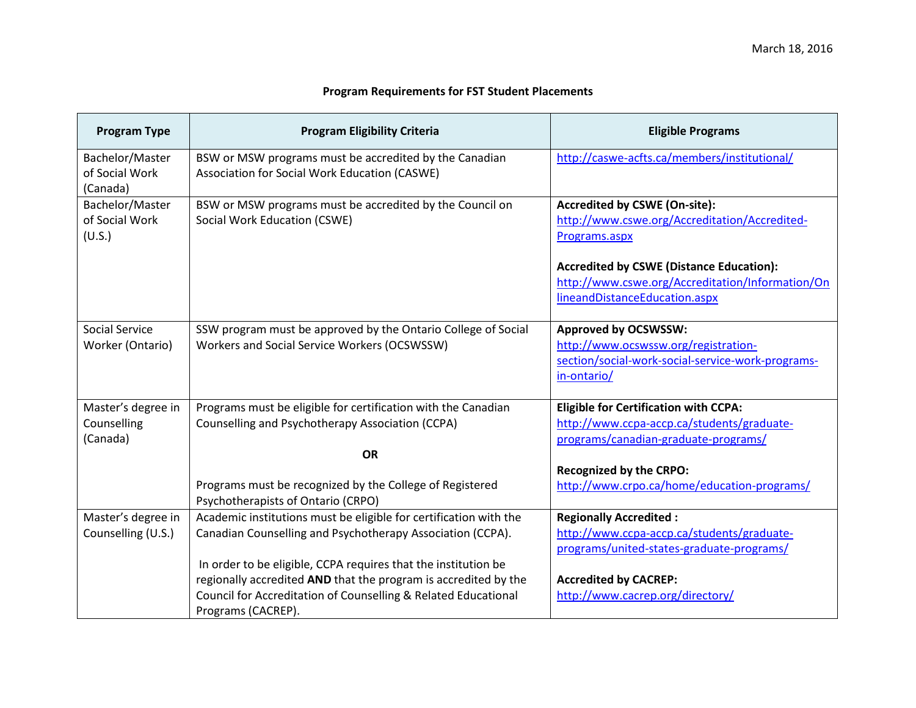March 18, 2016

# Program Requirements for FST Student Placements

| Program Type | Program Eligibility Criteria | Eligible Programs |
|---|---|---|
| Bachelor/Master of Social Work (Canada) | BSW or MSW programs must be accredited by the Canadian Association for Social Work Education (CASWE) | http://caswe-acfts.ca/members/institutional/ |
| Bachelor/Master of Social Work (U.S.) | BSW or MSW programs must be accredited by the Council on Social Work Education (CSWE) | **Accredited by CSWE (On-site):** http://www.cswe.org/Accreditation/Accredited-Programs.aspx<br><br>**Accredited by CSWE (Distance Education):** http://www.cswe.org/Accreditation/Information/OnlineandDistanceEducation.aspx |
| Social Service Worker (Ontario) | SSW program must be approved by the Ontario College of Social Workers and Social Service Workers (OCSWSSW) | **Approved by OCSWSSW:** http://www.ocswssw.org/registration-section/social-work-social-service-work-programs-in-ontario/ |
| Master's degree in Counselling (Canada) | Programs must be eligible for certification with the Canadian Counselling and Psychotherapy Association (CCPA)<br><br>**OR**<br><br>Programs must be recognized by the College of Registered Psychotherapists of Ontario (CRPO) | **Eligible for Certification with CCPA:** http://www.ccpa-accp.ca/students/graduate-programs/canadian-graduate-programs/<br><br>**Recognized by the CRPO:** http://www.crpo.ca/home/education-programs/ |
| Master's degree in Counselling (U.S.) | Academic institutions must be eligible for certification with the Canadian Counselling and Psychotherapy Association (CCPA).<br><br>In order to be eligible, CCPA requires that the institution be regionally accredited **AND** that the program is accredited by the Council for Accreditation of Counselling & Related Educational Programs (CACREP). | **Regionally Accredited :** http://www.ccpa-accp.ca/students/graduate-programs/united-states-graduate-programs/<br><br>**Accredited by CACREP:** http://www.cacrep.org/directory/ |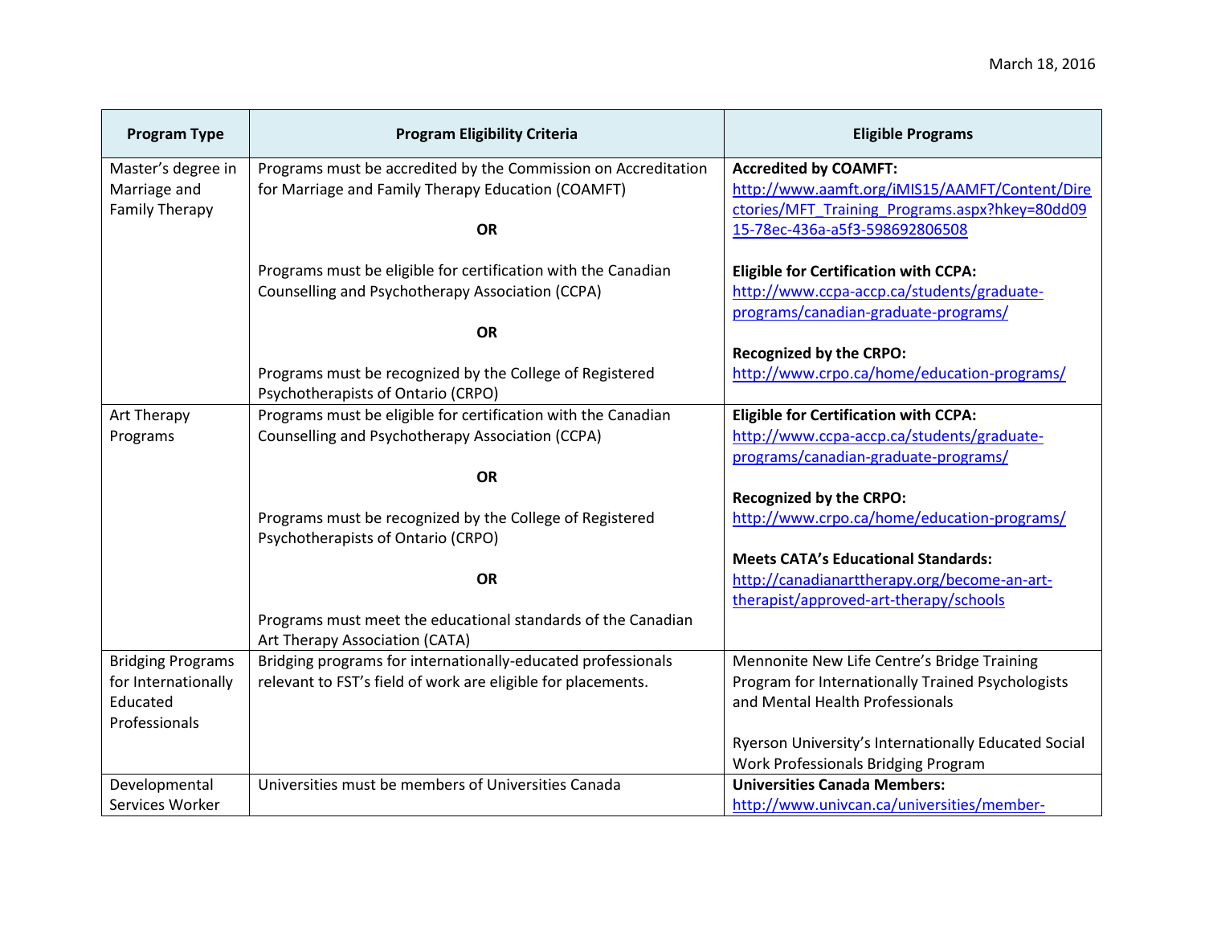March 18, 2016

| Program Type | Program Eligibility Criteria | Eligible Programs |
| --- | --- | --- |
| Master's degree in Marriage and Family Therapy | Programs must be accredited by the Commission on Accreditation for Marriage and Family Therapy Education (COAMFT) <br><br> **OR** <br><br> Programs must be eligible for certification with the Canadian Counselling and Psychotherapy Association (CCPA) <br><br> **OR** <br><br> Programs must be recognized by the College of Registered Psychotherapists of Ontario (CRPO) | **Accredited by COAMFT:** http://www.aamft.org/iMIS15/AAMFT/Content/Directories/MFT_Training_Programs.aspx?hkey=80dd0915-78ec-436a-a5f3-598692806508 <br><br> **Eligible for Certification with CCPA:** http://www.ccpa-accp.ca/students/graduate-programs/canadian-graduate-programs/ <br><br> **Recognized by the CRPO:** http://www.crpo.ca/home/education-programs/ |
| Art Therapy Programs | Programs must be eligible for certification with the Canadian Counselling and Psychotherapy Association (CCPA) <br><br> **OR** <br><br> Programs must be recognized by the College of Registered Psychotherapists of Ontario (CRPO) <br><br> **OR** <br><br> Programs must meet the educational standards of the Canadian Art Therapy Association (CATA) | **Eligible for Certification with CCPA:** http://www.ccpa-accp.ca/students/graduate-programs/canadian-graduate-programs/ <br><br> **Recognized by the CRPO:** http://www.crpo.ca/home/education-programs/ <br><br> **Meets CATA's Educational Standards:** http://canadianarttherapy.org/become-an-art-therapist/approved-art-therapy/schools |
| Bridging Programs for Internationally Educated Professionals | Bridging programs for internationally-educated professionals relevant to FST's field of work are eligible for placements. | Mennonite New Life Centre's Bridge Training Program for Internationally Trained Psychologists and Mental Health Professionals <br><br> Ryerson University's Internationally Educated Social Work Professionals Bridging Program |
| Developmental Services Worker | Universities must be members of Universities Canada | **Universities Canada Members:** http://www.univcan.ca/universities/member- |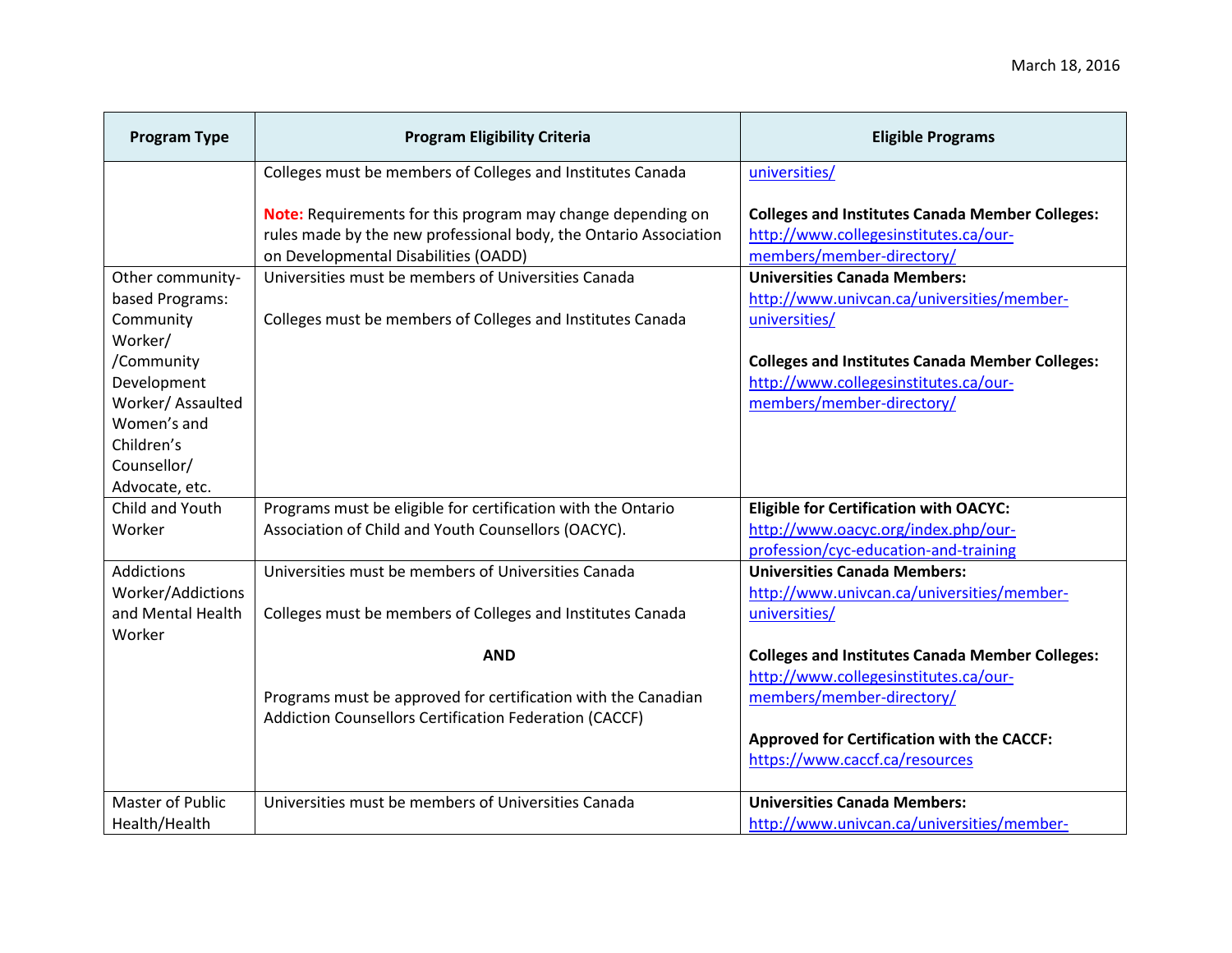| Program Type | Program Eligibility Criteria | Eligible Programs |
|---|---|---|
| | Colleges must be members of Colleges and Institutes Canada<br><br>**Note:** Requirements for this program may change depending on rules made by the new professional body, the Ontario Association on Developmental Disabilities (OADD) | universities/<br><br>**Colleges and Institutes Canada Member Colleges:** http://www.collegesinstitutes.ca/our-members/member-directory/ |
| Other community-based Programs: Community Worker/ /Community Development Worker/ Assaulted Women's and Children's Counsellor/ Advocate, etc. | Universities must be members of Universities Canada<br><br>Colleges must be members of Colleges and Institutes Canada | **Universities Canada Members:** http://www.univcan.ca/universities/member-universities/<br><br>**Colleges and Institutes Canada Member Colleges:** http://www.collegesinstitutes.ca/our-members/member-directory/ |
| Child and Youth Worker | Programs must be eligible for certification with the Ontario Association of Child and Youth Counsellors (OACYC). | **Eligible for Certification with OACYC:** http://www.oacyc.org/index.php/our-profession/cyc-education-and-training |
| Addictions Worker/Addictions and Mental Health Worker | Universities must be members of Universities Canada<br><br>Colleges must be members of Colleges and Institutes Canada<br><br>**AND**<br><br>Programs must be approved for certification with the Canadian Addiction Counsellors Certification Federation (CACCF) | **Universities Canada Members:** http://www.univcan.ca/universities/member-universities/<br><br>**Colleges and Institutes Canada Member Colleges:** http://www.collegesinstitutes.ca/our-members/member-directory/<br><br>**Approved for Certification with the CACCF:** https://www.caccf.ca/resources |
| Master of Public Health/Health | Universities must be members of Universities Canada | **Universities Canada Members:** http://www.univcan.ca/universities/member- |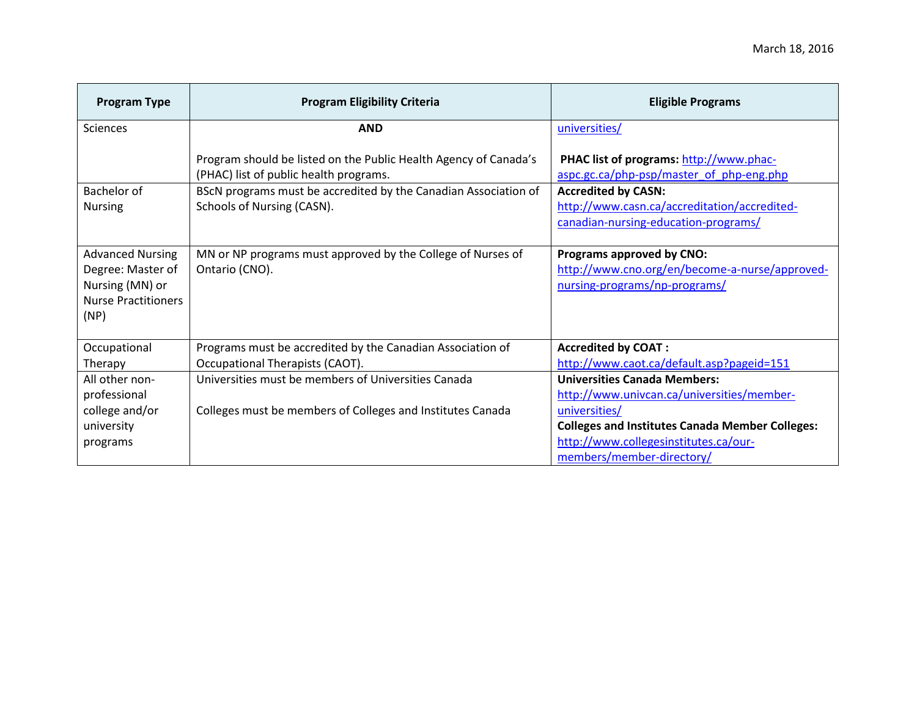| Program Type | Program Eligibility Criteria | Eligible Programs |
| --- | --- | --- |
| Sciences | **AND**<br><br>Program should be listed on the Public Health Agency of Canada's (PHAC) list of public health programs. | universities/<br><br>**PHAC list of programs:** http://www.phac-aspc.gc.ca/php-psp/master_of_php-eng.php |
| Bachelor of Nursing | BScN programs must be accredited by the Canadian Association of Schools of Nursing (CASN). | **Accredited by CASN:** http://www.casn.ca/accreditation/accredited-canadian-nursing-education-programs/ |
| Advanced Nursing Degree: Master of Nursing (MN) or Nurse Practitioners (NP) | MN or NP programs must approved by the College of Nurses of Ontario (CNO). | **Programs approved by CNO:** http://www.cno.org/en/become-a-nurse/approved-nursing-programs/np-programs/ |
| Occupational Therapy | Programs must be accredited by the Canadian Association of Occupational Therapists (CAOT). | **Accredited by COAT :** http://www.caot.ca/default.asp?pageid=151 |
| All other non-professional college and/or university programs | Universities must be members of Universities Canada<br><br>Colleges must be members of Colleges and Institutes Canada | **Universities Canada Members:** http://www.univcan.ca/universities/member-universities/<br>**Colleges and Institutes Canada Member Colleges:** http://www.collegesinstitutes.ca/our-members/member-directory/ |